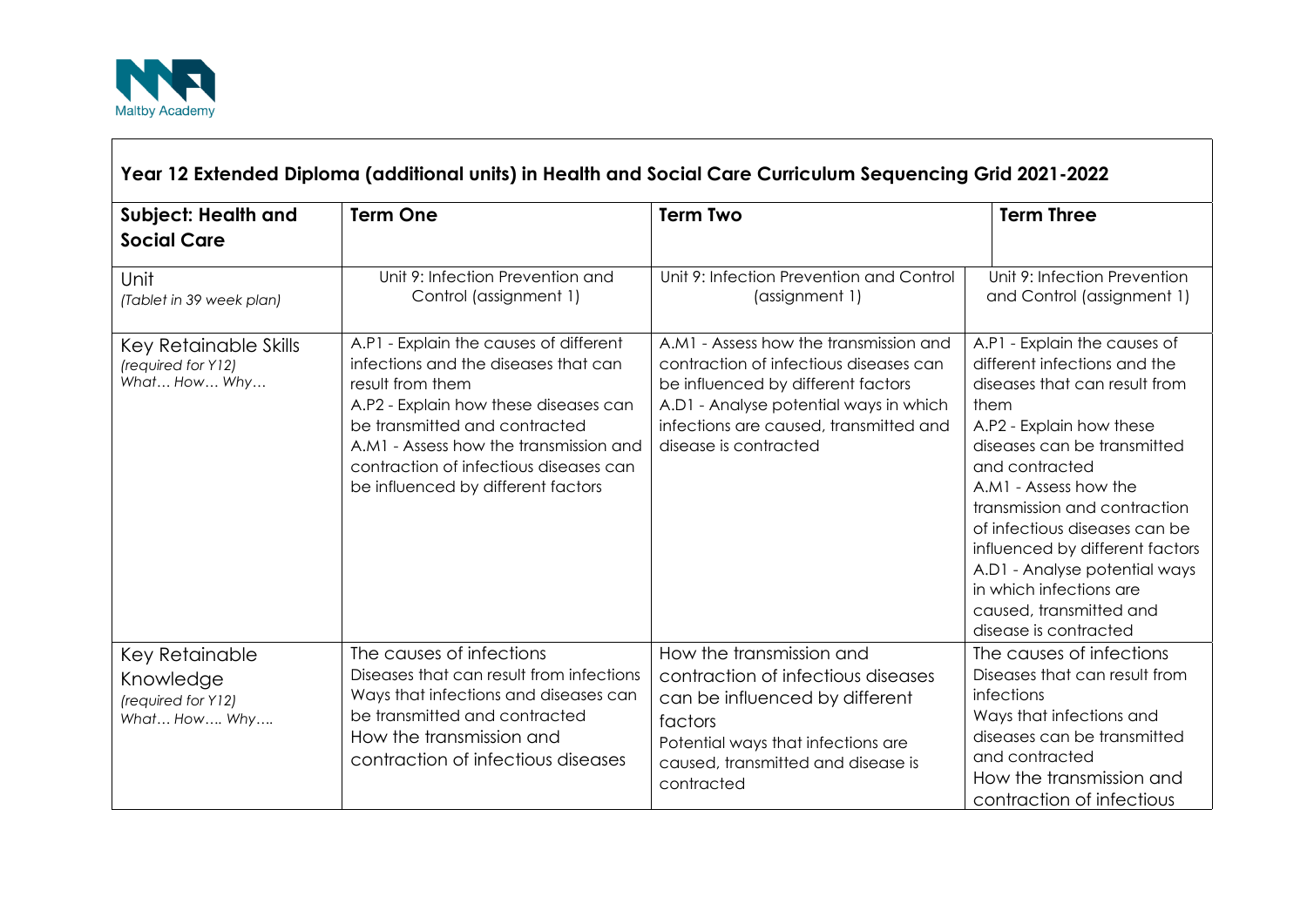Maltby Academy

## Year 12 Extended Diploma (additional units) in Health and Social Care Curriculum Sequencing Grid 2021-2022

| **Subject: Health and Social Care** | **Term One** | **Term Two** | **Term Three** |
|---|---|---|---|
| Unit *(Tablet in 39 week plan)* | Unit 9: Infection Prevention and Control (assignment 1) | Unit 9: Infection Prevention and Control (assignment 1) | Unit 9: Infection Prevention and Control (assignment 1) |
| Key Retainable Skills *(required for Y12) What… How… Why…* | A.P1 - Explain the causes of different infections and the diseases that can result from them<br>A.P2 - Explain how these diseases can be transmitted and contracted<br>A.M1 - Assess how the transmission and contraction of infectious diseases can be influenced by different factors | A.M1 - Assess how the transmission and contraction of infectious diseases can be influenced by different factors<br>A.D1 - Analyse potential ways in which infections are caused, transmitted and disease is contracted | A.P1 - Explain the causes of different infections and the diseases that can result from them<br>A.P2 - Explain how these diseases can be transmitted and contracted<br>A.M1 - Assess how the transmission and contraction of infectious diseases can be influenced by different factors<br>A.D1 - Analyse potential ways in which infections are caused, transmitted and disease is contracted |
| Key Retainable Knowledge *(required for Y12) What… How…. Why….* | The causes of infections<br>Diseases that can result from infections<br>Ways that infections and diseases can be transmitted and contracted<br>How the transmission and contraction of infectious diseases | How the transmission and contraction of infectious diseases can be influenced by different factors<br>Potential ways that infections are caused, transmitted and disease is contracted | The causes of infections<br>Diseases that can result from infections<br>Ways that infections and diseases can be transmitted and contracted<br>How the transmission and contraction of infectious |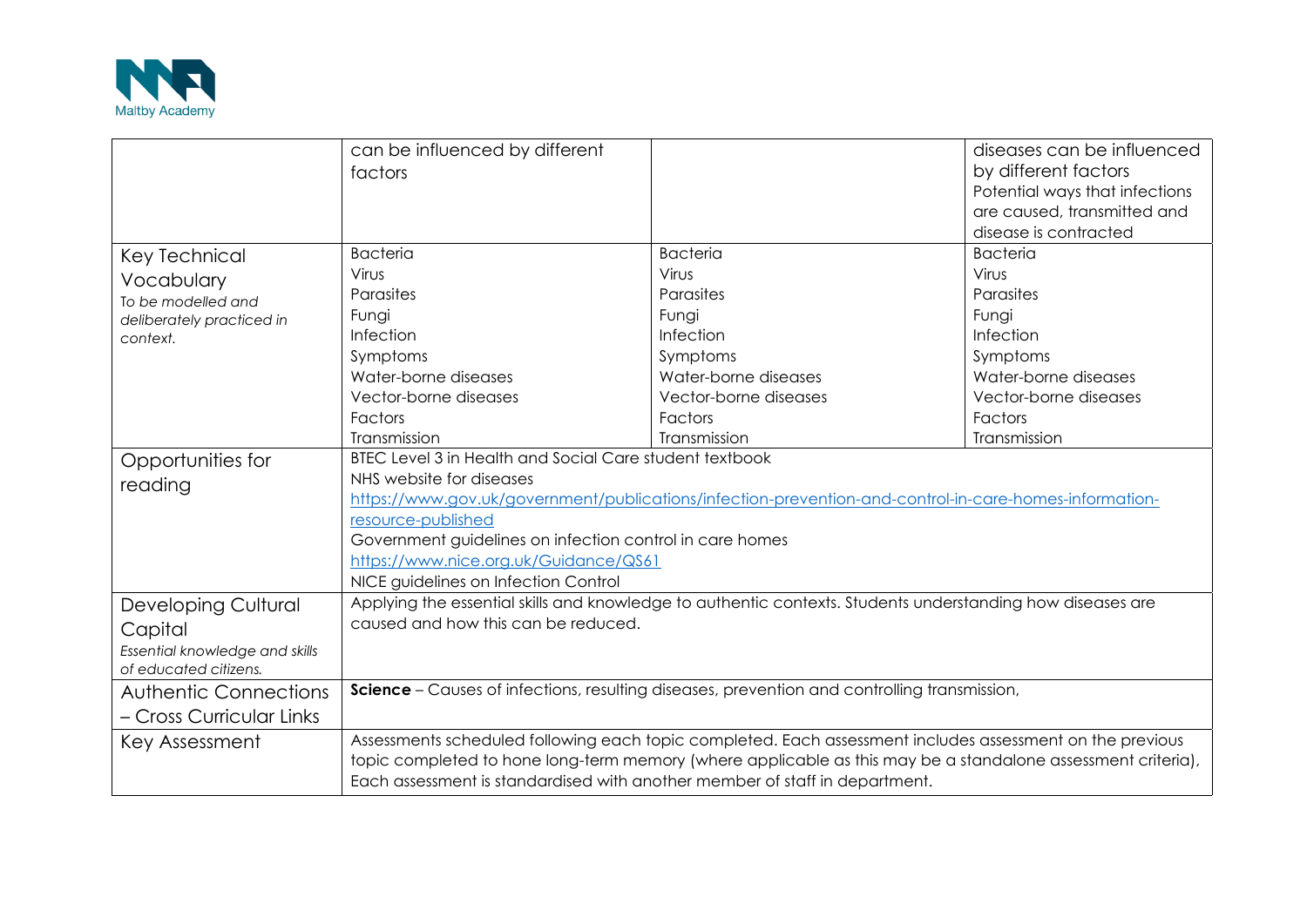| | | | |
|---|---|---|---|
| | can be influenced by different factors | | diseases can be influenced by different factors<br>Potential ways that infections are caused, transmitted and disease is contracted |
| Key Technical Vocabulary<br>*To be modelled and deliberately practiced in context.* | Bacteria<br>Virus<br>Parasites<br>Fungi<br>Infection<br>Symptoms<br>Water-borne diseases<br>Vector-borne diseases<br>Factors<br>Transmission | Bacteria<br>Virus<br>Parasites<br>Fungi<br>Infection<br>Symptoms<br>Water-borne diseases<br>Vector-borne diseases<br>Factors<br>Transmission | Bacteria<br>Virus<br>Parasites<br>Fungi<br>Infection<br>Symptoms<br>Water-borne diseases<br>Vector-borne diseases<br>Factors<br>Transmission |
| Opportunities for reading | BTEC Level 3 in Health and Social Care student textbook<br>NHS website for diseases<br>https://www.gov.uk/government/publications/infection-prevention-and-control-in-care-homes-information-resource-published<br>Government guidelines on infection control in care homes<br>https://www.nice.org.uk/Guidance/QS61<br>NICE guidelines on Infection Control | | |
| Developing Cultural Capital<br>*Essential knowledge and skills of educated citizens.* | Applying the essential skills and knowledge to authentic contexts. Students understanding how diseases are caused and how this can be reduced. | | |
| Authentic Connections – Cross Curricular Links | **Science** – Causes of infections, resulting diseases, prevention and controlling transmission, | | |
| Key Assessment | Assessments scheduled following each topic completed. Each assessment includes assessment on the previous topic completed to hone long-term memory (where applicable as this may be a standalone assessment criteria), Each assessment is standardised with another member of staff in department. | | |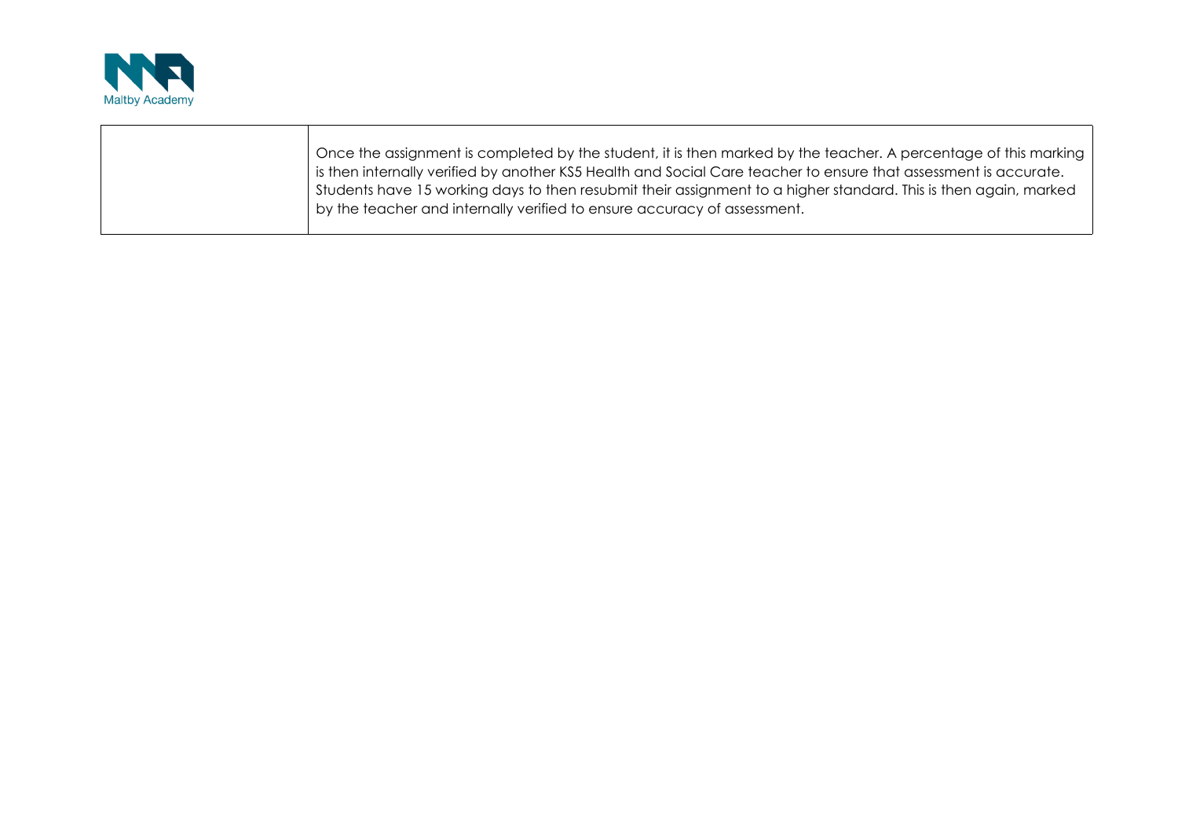| | |
|---|---|
| | Once the assignment is completed by the student, it is then marked by the teacher. A percentage of this marking is then internally verified by another KS5 Health and Social Care teacher to ensure that assessment is accurate. Students have 15 working days to then resubmit their assignment to a higher standard. This is then again, marked by the teacher and internally verified to ensure accuracy of assessment. |